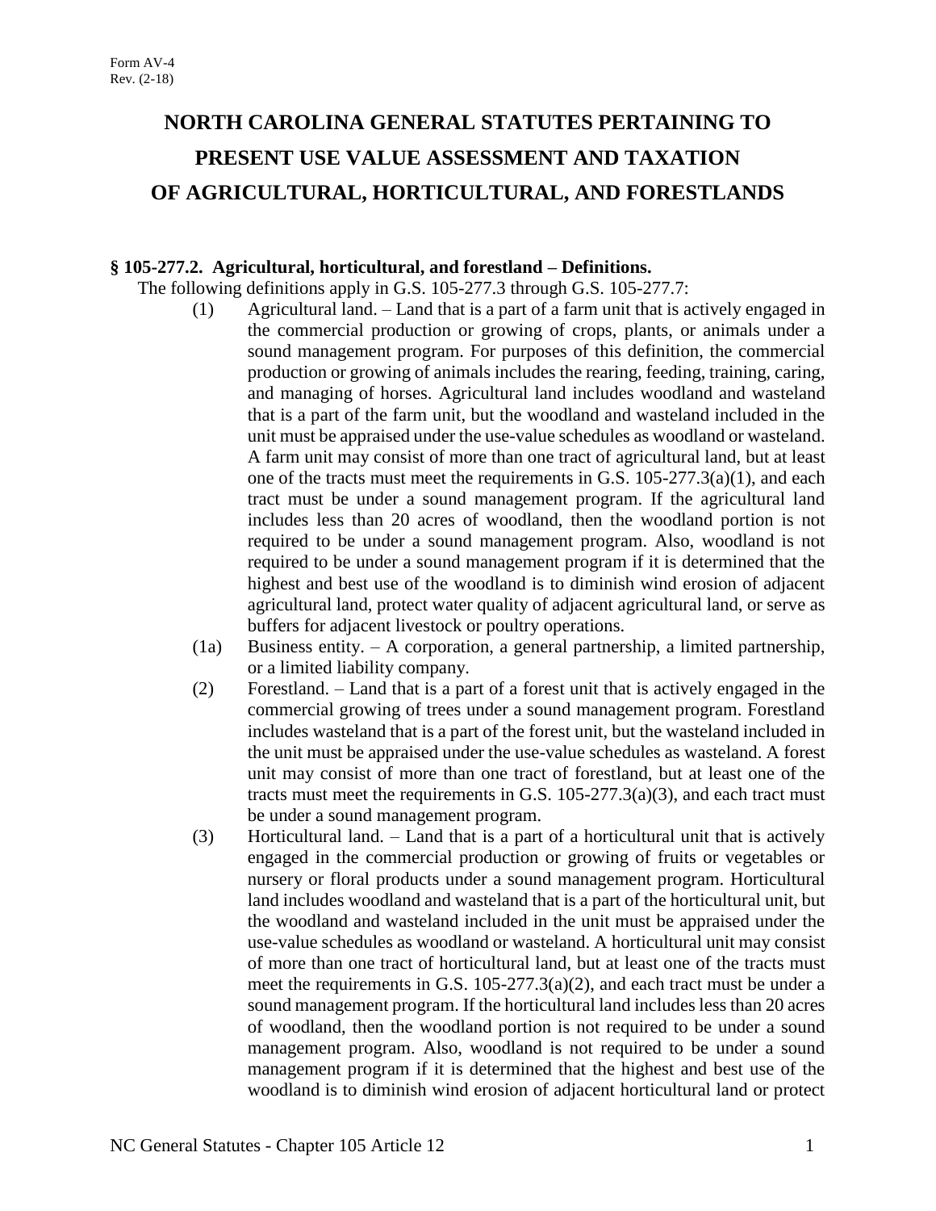Form AV-4
Rev. (2-18)

# NORTH CAROLINA GENERAL STATUTES PERTAINING TO PRESENT USE VALUE ASSESSMENT AND TAXATION OF AGRICULTURAL, HORTICULTURAL, AND FORESTLANDS

### § 105-277.2. Agricultural, horticultural, and forestland – Definitions.

The following definitions apply in G.S. 105-277.3 through G.S. 105-277.7:

(1) Agricultural land. – Land that is a part of a farm unit that is actively engaged in the commercial production or growing of crops, plants, or animals under a sound management program. For purposes of this definition, the commercial production or growing of animals includes the rearing, feeding, training, caring, and managing of horses. Agricultural land includes woodland and wasteland that is a part of the farm unit, but the woodland and wasteland included in the unit must be appraised under the use-value schedules as woodland or wasteland. A farm unit may consist of more than one tract of agricultural land, but at least one of the tracts must meet the requirements in G.S. 105-277.3(a)(1), and each tract must be under a sound management program. If the agricultural land includes less than 20 acres of woodland, then the woodland portion is not required to be under a sound management program. Also, woodland is not required to be under a sound management program if it is determined that the highest and best use of the woodland is to diminish wind erosion of adjacent agricultural land, protect water quality of adjacent agricultural land, or serve as buffers for adjacent livestock or poultry operations.

(1a) Business entity. – A corporation, a general partnership, a limited partnership, or a limited liability company.

(2) Forestland. – Land that is a part of a forest unit that is actively engaged in the commercial growing of trees under a sound management program. Forestland includes wasteland that is a part of the forest unit, but the wasteland included in the unit must be appraised under the use-value schedules as wasteland. A forest unit may consist of more than one tract of forestland, but at least one of the tracts must meet the requirements in G.S. 105-277.3(a)(3), and each tract must be under a sound management program.

(3) Horticultural land. – Land that is a part of a horticultural unit that is actively engaged in the commercial production or growing of fruits or vegetables or nursery or floral products under a sound management program. Horticultural land includes woodland and wasteland that is a part of the horticultural unit, but the woodland and wasteland included in the unit must be appraised under the use-value schedules as woodland or wasteland. A horticultural unit may consist of more than one tract of horticultural land, but at least one of the tracts must meet the requirements in G.S. 105-277.3(a)(2), and each tract must be under a sound management program. If the horticultural land includes less than 20 acres of woodland, then the woodland portion is not required to be under a sound management program. Also, woodland is not required to be under a sound management program if it is determined that the highest and best use of the woodland is to diminish wind erosion of adjacent horticultural land or protect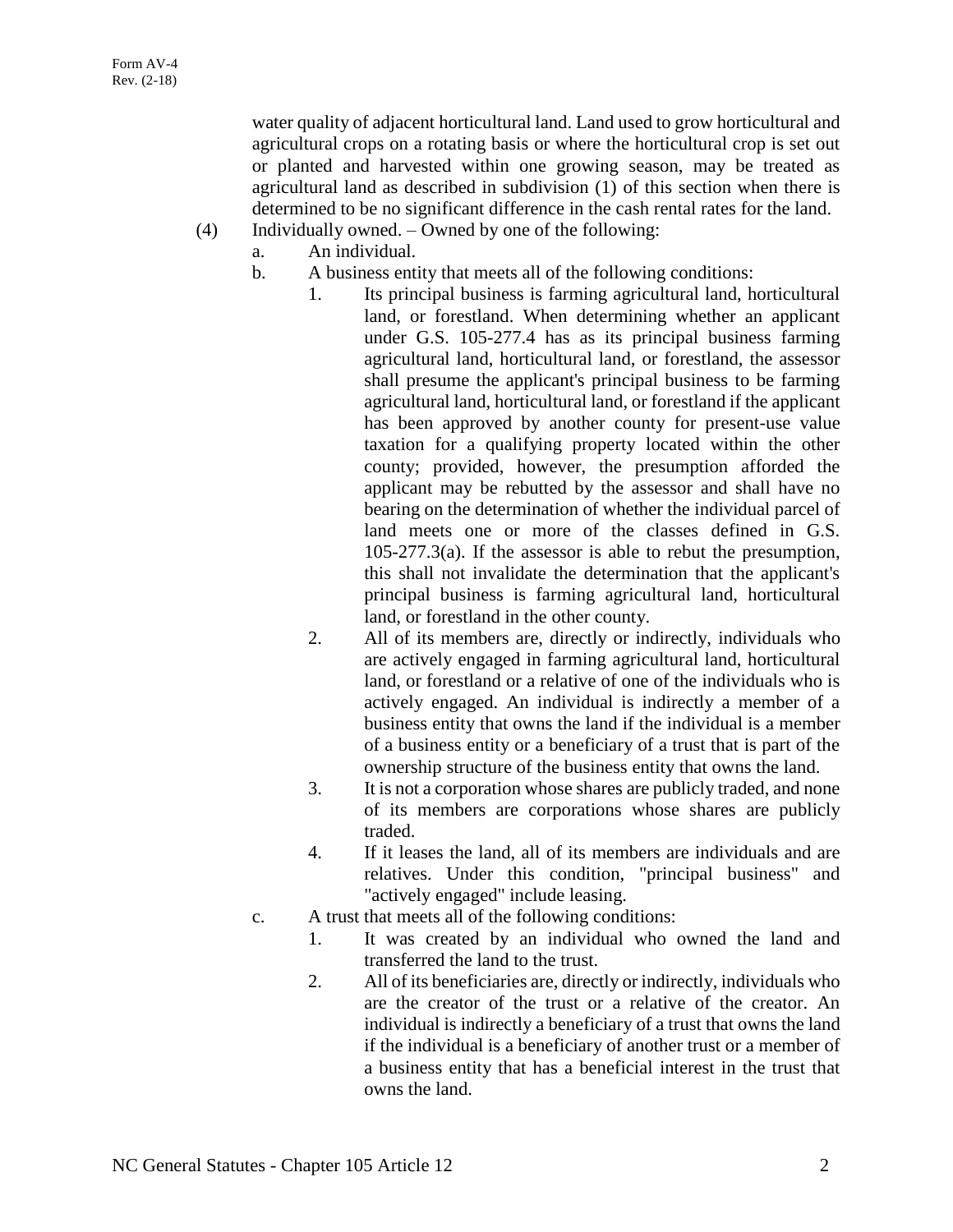water quality of adjacent horticultural land. Land used to grow horticultural and agricultural crops on a rotating basis or where the horticultural crop is set out or planted and harvested within one growing season, may be treated as agricultural land as described in subdivision (1) of this section when there is determined to be no significant difference in the cash rental rates for the land.

(4) Individually owned. – Owned by one of the following:

a. An individual.

b. A business entity that meets all of the following conditions:

1. Its principal business is farming agricultural land, horticultural land, or forestland. When determining whether an applicant under G.S. 105-277.4 has as its principal business farming agricultural land, horticultural land, or forestland, the assessor shall presume the applicant's principal business to be farming agricultural land, horticultural land, or forestland if the applicant has been approved by another county for present-use value taxation for a qualifying property located within the other county; provided, however, the presumption afforded the applicant may be rebutted by the assessor and shall have no bearing on the determination of whether the individual parcel of land meets one or more of the classes defined in G.S. 105-277.3(a). If the assessor is able to rebut the presumption, this shall not invalidate the determination that the applicant's principal business is farming agricultural land, horticultural land, or forestland in the other county.

2. All of its members are, directly or indirectly, individuals who are actively engaged in farming agricultural land, horticultural land, or forestland or a relative of one of the individuals who is actively engaged. An individual is indirectly a member of a business entity that owns the land if the individual is a member of a business entity or a beneficiary of a trust that is part of the ownership structure of the business entity that owns the land.

3. It is not a corporation whose shares are publicly traded, and none of its members are corporations whose shares are publicly traded.

4. If it leases the land, all of its members are individuals and are relatives. Under this condition, "principal business" and "actively engaged" include leasing.

c. A trust that meets all of the following conditions:

1. It was created by an individual who owned the land and transferred the land to the trust.

2. All of its beneficiaries are, directly or indirectly, individuals who are the creator of the trust or a relative of the creator. An individual is indirectly a beneficiary of a trust that owns the land if the individual is a beneficiary of another trust or a member of a business entity that has a beneficial interest in the trust that owns the land.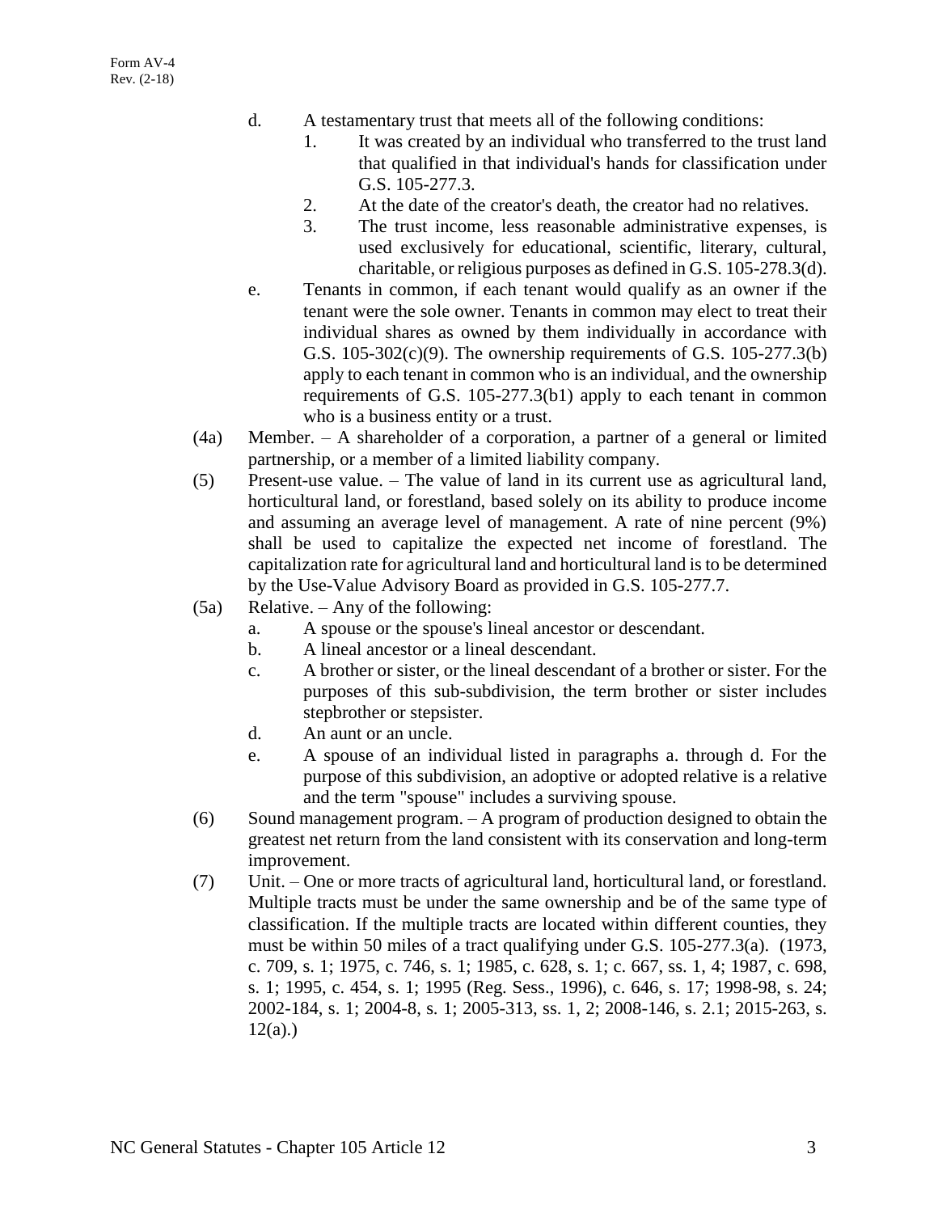d. A testamentary trust that meets all of the following conditions:
   1. It was created by an individual who transferred to the trust land that qualified in that individual's hands for classification under G.S. 105-277.3.
   2. At the date of the creator's death, the creator had no relatives.
   3. The trust income, less reasonable administrative expenses, is used exclusively for educational, scientific, literary, cultural, charitable, or religious purposes as defined in G.S. 105-278.3(d).

e. Tenants in common, if each tenant would qualify as an owner if the tenant were the sole owner. Tenants in common may elect to treat their individual shares as owned by them individually in accordance with G.S. 105-302(c)(9). The ownership requirements of G.S. 105-277.3(b) apply to each tenant in common who is an individual, and the ownership requirements of G.S. 105-277.3(b1) apply to each tenant in common who is a business entity or a trust.

(4a) Member. – A shareholder of a corporation, a partner of a general or limited partnership, or a member of a limited liability company.

(5) Present-use value. – The value of land in its current use as agricultural land, horticultural land, or forestland, based solely on its ability to produce income and assuming an average level of management. A rate of nine percent (9%) shall be used to capitalize the expected net income of forestland. The capitalization rate for agricultural land and horticultural land is to be determined by the Use-Value Advisory Board as provided in G.S. 105-277.7.

(5a) Relative. – Any of the following:

a. A spouse or the spouse's lineal ancestor or descendant.
b. A lineal ancestor or a lineal descendant.
c. A brother or sister, or the lineal descendant of a brother or sister. For the purposes of this sub-subdivision, the term brother or sister includes stepbrother or stepsister.
d. An aunt or an uncle.
e. A spouse of an individual listed in paragraphs a. through d. For the purpose of this subdivision, an adoptive or adopted relative is a relative and the term "spouse" includes a surviving spouse.

(6) Sound management program. – A program of production designed to obtain the greatest net return from the land consistent with its conservation and long-term improvement.

(7) Unit. – One or more tracts of agricultural land, horticultural land, or forestland. Multiple tracts must be under the same ownership and be of the same type of classification. If the multiple tracts are located within different counties, they must be within 50 miles of a tract qualifying under G.S. 105-277.3(a). (1973, c. 709, s. 1; 1975, c. 746, s. 1; 1985, c. 628, s. 1; c. 667, ss. 1, 4; 1987, c. 698, s. 1; 1995, c. 454, s. 1; 1995 (Reg. Sess., 1996), c. 646, s. 17; 1998-98, s. 24; 2002-184, s. 1; 2004-8, s. 1; 2005-313, ss. 1, 2; 2008-146, s. 2.1; 2015-263, s. 12(a).)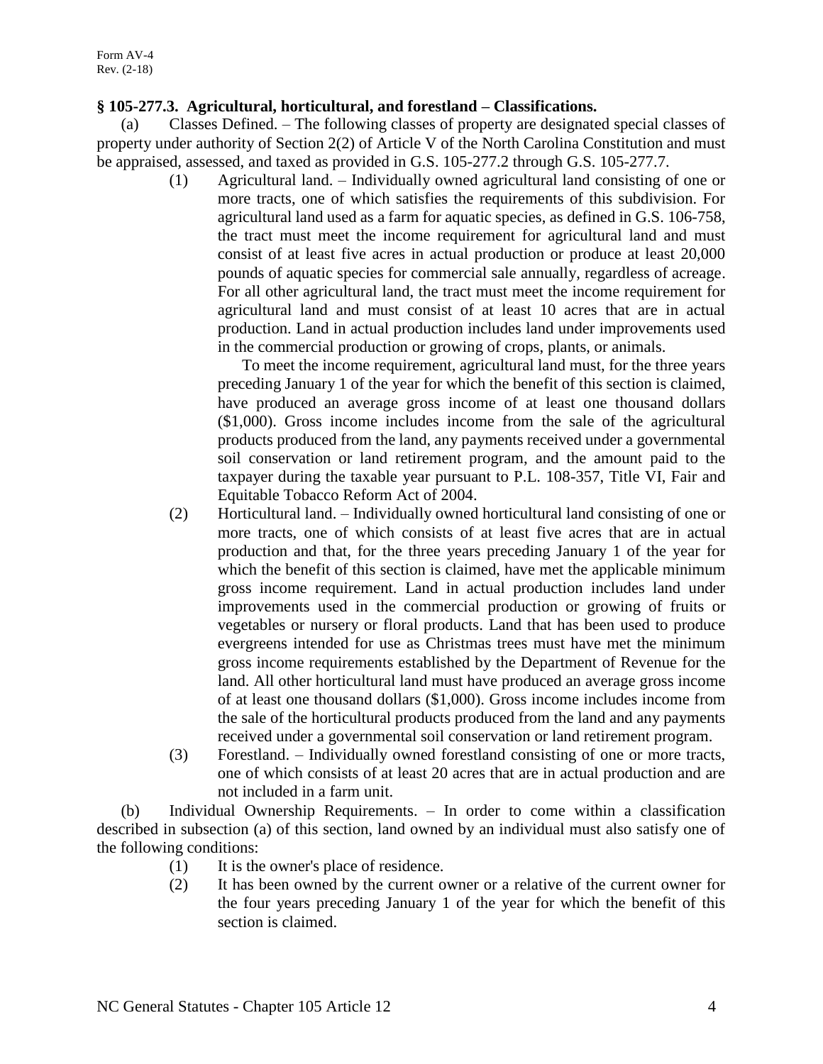### § 105-277.3. Agricultural, horticultural, and forestland – Classifications.

(a) Classes Defined. – The following classes of property are designated special classes of property under authority of Section 2(2) of Article V of the North Carolina Constitution and must be appraised, assessed, and taxed as provided in G.S. 105-277.2 through G.S. 105-277.7.

(1) Agricultural land. – Individually owned agricultural land consisting of one or more tracts, one of which satisfies the requirements of this subdivision. For agricultural land used as a farm for aquatic species, as defined in G.S. 106-758, the tract must meet the income requirement for agricultural land and must consist of at least five acres in actual production or produce at least 20,000 pounds of aquatic species for commercial sale annually, regardless of acreage. For all other agricultural land, the tract must meet the income requirement for agricultural land and must consist of at least 10 acres that are in actual production. Land in actual production includes land under improvements used in the commercial production or growing of crops, plants, or animals.

To meet the income requirement, agricultural land must, for the three years preceding January 1 of the year for which the benefit of this section is claimed, have produced an average gross income of at least one thousand dollars ($1,000). Gross income includes income from the sale of the agricultural products produced from the land, any payments received under a governmental soil conservation or land retirement program, and the amount paid to the taxpayer during the taxable year pursuant to P.L. 108-357, Title VI, Fair and Equitable Tobacco Reform Act of 2004.

(2) Horticultural land. – Individually owned horticultural land consisting of one or more tracts, one of which consists of at least five acres that are in actual production and that, for the three years preceding January 1 of the year for which the benefit of this section is claimed, have met the applicable minimum gross income requirement. Land in actual production includes land under improvements used in the commercial production or growing of fruits or vegetables or nursery or floral products. Land that has been used to produce evergreens intended for use as Christmas trees must have met the minimum gross income requirements established by the Department of Revenue for the land. All other horticultural land must have produced an average gross income of at least one thousand dollars ($1,000). Gross income includes income from the sale of the horticultural products produced from the land and any payments received under a governmental soil conservation or land retirement program.

(3) Forestland. – Individually owned forestland consisting of one or more tracts, one of which consists of at least 20 acres that are in actual production and are not included in a farm unit.

(b) Individual Ownership Requirements. – In order to come within a classification described in subsection (a) of this section, land owned by an individual must also satisfy one of the following conditions:

(1) It is the owner's place of residence.

(2) It has been owned by the current owner or a relative of the current owner for the four years preceding January 1 of the year for which the benefit of this section is claimed.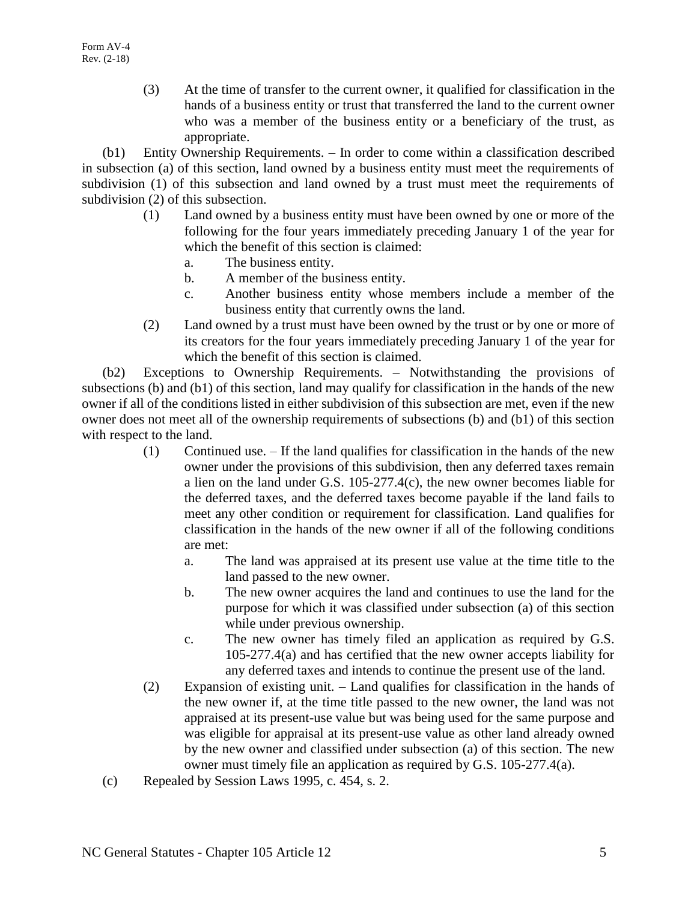(3) At the time of transfer to the current owner, it qualified for classification in the hands of a business entity or trust that transferred the land to the current owner who was a member of the business entity or a beneficiary of the trust, as appropriate.

(b1) Entity Ownership Requirements. – In order to come within a classification described in subsection (a) of this section, land owned by a business entity must meet the requirements of subdivision (1) of this subsection and land owned by a trust must meet the requirements of subdivision (2) of this subsection.

(1) Land owned by a business entity must have been owned by one or more of the following for the four years immediately preceding January 1 of the year for which the benefit of this section is claimed:

a. The business entity.

b. A member of the business entity.

c. Another business entity whose members include a member of the business entity that currently owns the land.

(2) Land owned by a trust must have been owned by the trust or by one or more of its creators for the four years immediately preceding January 1 of the year for which the benefit of this section is claimed.

(b2) Exceptions to Ownership Requirements. – Notwithstanding the provisions of subsections (b) and (b1) of this section, land may qualify for classification in the hands of the new owner if all of the conditions listed in either subdivision of this subsection are met, even if the new owner does not meet all of the ownership requirements of subsections (b) and (b1) of this section with respect to the land.

(1) Continued use. – If the land qualifies for classification in the hands of the new owner under the provisions of this subdivision, then any deferred taxes remain a lien on the land under G.S. 105-277.4(c), the new owner becomes liable for the deferred taxes, and the deferred taxes become payable if the land fails to meet any other condition or requirement for classification. Land qualifies for classification in the hands of the new owner if all of the following conditions are met:

a. The land was appraised at its present use value at the time title to the land passed to the new owner.

b. The new owner acquires the land and continues to use the land for the purpose for which it was classified under subsection (a) of this section while under previous ownership.

c. The new owner has timely filed an application as required by G.S. 105-277.4(a) and has certified that the new owner accepts liability for any deferred taxes and intends to continue the present use of the land.

(2) Expansion of existing unit. – Land qualifies for classification in the hands of the new owner if, at the time title passed to the new owner, the land was not appraised at its present-use value but was being used for the same purpose and was eligible for appraisal at its present-use value as other land already owned by the new owner and classified under subsection (a) of this section. The new owner must timely file an application as required by G.S. 105-277.4(a).

(c) Repealed by Session Laws 1995, c. 454, s. 2.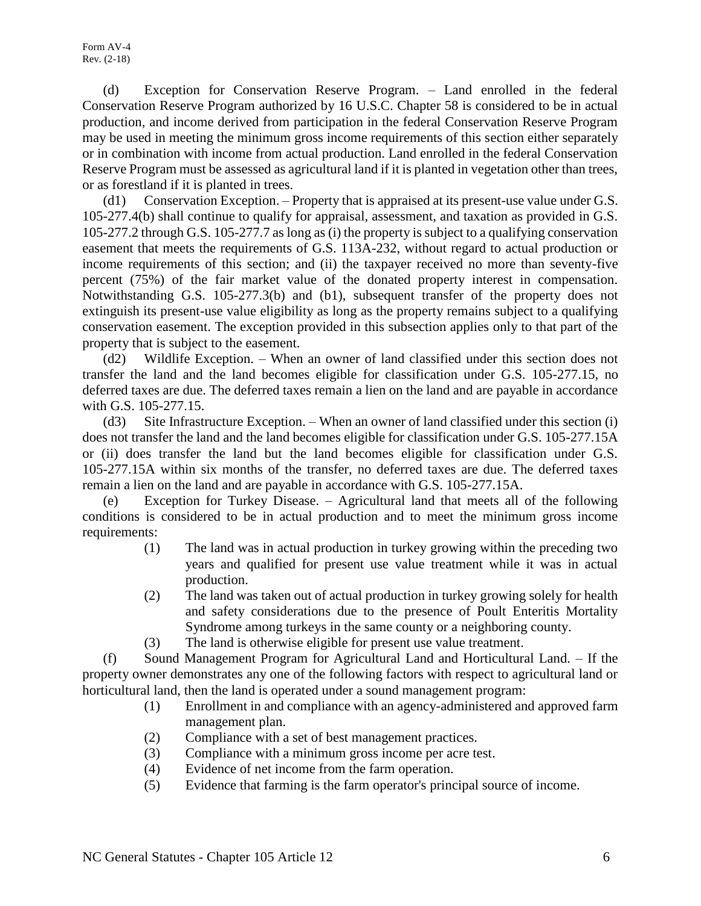(d) Exception for Conservation Reserve Program. – Land enrolled in the federal Conservation Reserve Program authorized by 16 U.S.C. Chapter 58 is considered to be in actual production, and income derived from participation in the federal Conservation Reserve Program may be used in meeting the minimum gross income requirements of this section either separately or in combination with income from actual production. Land enrolled in the federal Conservation Reserve Program must be assessed as agricultural land if it is planted in vegetation other than trees, or as forestland if it is planted in trees.

(d1) Conservation Exception. – Property that is appraised at its present-use value under G.S. 105-277.4(b) shall continue to qualify for appraisal, assessment, and taxation as provided in G.S. 105-277.2 through G.S. 105-277.7 as long as (i) the property is subject to a qualifying conservation easement that meets the requirements of G.S. 113A-232, without regard to actual production or income requirements of this section; and (ii) the taxpayer received no more than seventy-five percent (75%) of the fair market value of the donated property interest in compensation. Notwithstanding G.S. 105-277.3(b) and (b1), subsequent transfer of the property does not extinguish its present-use value eligibility as long as the property remains subject to a qualifying conservation easement. The exception provided in this subsection applies only to that part of the property that is subject to the easement.

(d2) Wildlife Exception. – When an owner of land classified under this section does not transfer the land and the land becomes eligible for classification under G.S. 105-277.15, no deferred taxes are due. The deferred taxes remain a lien on the land and are payable in accordance with G.S. 105-277.15.

(d3) Site Infrastructure Exception. – When an owner of land classified under this section (i) does not transfer the land and the land becomes eligible for classification under G.S. 105-277.15A or (ii) does transfer the land but the land becomes eligible for classification under G.S. 105-277.15A within six months of the transfer, no deferred taxes are due. The deferred taxes remain a lien on the land and are payable in accordance with G.S. 105-277.15A.

(e) Exception for Turkey Disease. – Agricultural land that meets all of the following conditions is considered to be in actual production and to meet the minimum gross income requirements:

- (1) The land was in actual production in turkey growing within the preceding two years and qualified for present use value treatment while it was in actual production.
- (2) The land was taken out of actual production in turkey growing solely for health and safety considerations due to the presence of Poult Enteritis Mortality Syndrome among turkeys in the same county or a neighboring county.
- (3) The land is otherwise eligible for present use value treatment.

(f) Sound Management Program for Agricultural Land and Horticultural Land. – If the property owner demonstrates any one of the following factors with respect to agricultural land or horticultural land, then the land is operated under a sound management program:

- (1) Enrollment in and compliance with an agency-administered and approved farm management plan.
- (2) Compliance with a set of best management practices.
- (3) Compliance with a minimum gross income per acre test.
- (4) Evidence of net income from the farm operation.
- (5) Evidence that farming is the farm operator's principal source of income.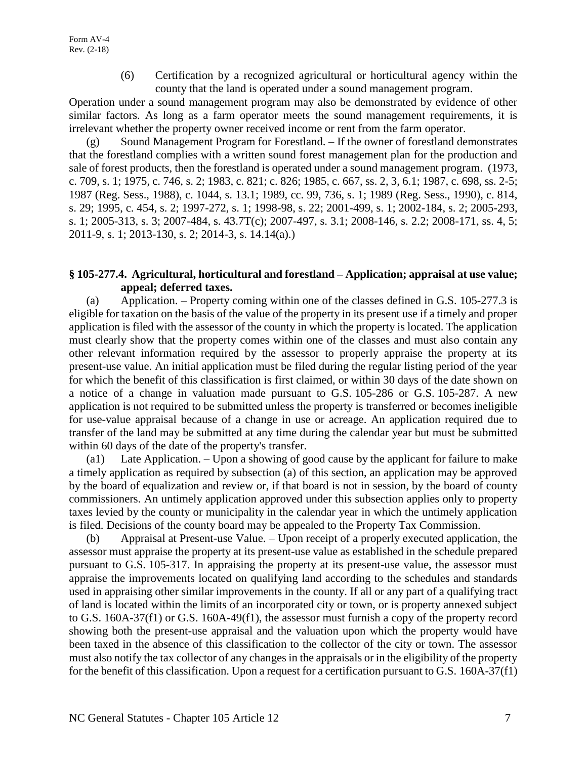(6) Certification by a recognized agricultural or horticultural agency within the county that the land is operated under a sound management program.

Operation under a sound management program may also be demonstrated by evidence of other similar factors. As long as a farm operator meets the sound management requirements, it is irrelevant whether the property owner received income or rent from the farm operator.

(g) Sound Management Program for Forestland. – If the owner of forestland demonstrates that the forestland complies with a written sound forest management plan for the production and sale of forest products, then the forestland is operated under a sound management program. (1973, c. 709, s. 1; 1975, c. 746, s. 2; 1983, c. 821; c. 826; 1985, c. 667, ss. 2, 3, 6.1; 1987, c. 698, ss. 2-5; 1987 (Reg. Sess., 1988), c. 1044, s. 13.1; 1989, cc. 99, 736, s. 1; 1989 (Reg. Sess., 1990), c. 814, s. 29; 1995, c. 454, s. 2; 1997-272, s. 1; 1998-98, s. 22; 2001-499, s. 1; 2002-184, s. 2; 2005-293, s. 1; 2005-313, s. 3; 2007-484, s. 43.7T(c); 2007-497, s. 3.1; 2008-146, s. 2.2; 2008-171, ss. 4, 5; 2011-9, s. 1; 2013-130, s. 2; 2014-3, s. 14.14(a).)

### § 105-277.4. Agricultural, horticultural and forestland – Application; appraisal at use value; appeal; deferred taxes.

(a) Application. – Property coming within one of the classes defined in G.S. 105-277.3 is eligible for taxation on the basis of the value of the property in its present use if a timely and proper application is filed with the assessor of the county in which the property is located. The application must clearly show that the property comes within one of the classes and must also contain any other relevant information required by the assessor to properly appraise the property at its present-use value. An initial application must be filed during the regular listing period of the year for which the benefit of this classification is first claimed, or within 30 days of the date shown on a notice of a change in valuation made pursuant to G.S. 105-286 or G.S. 105-287. A new application is not required to be submitted unless the property is transferred or becomes ineligible for use-value appraisal because of a change in use or acreage. An application required due to transfer of the land may be submitted at any time during the calendar year but must be submitted within 60 days of the date of the property's transfer.

(a1) Late Application. – Upon a showing of good cause by the applicant for failure to make a timely application as required by subsection (a) of this section, an application may be approved by the board of equalization and review or, if that board is not in session, by the board of county commissioners. An untimely application approved under this subsection applies only to property taxes levied by the county or municipality in the calendar year in which the untimely application is filed. Decisions of the county board may be appealed to the Property Tax Commission.

(b) Appraisal at Present-use Value. – Upon receipt of a properly executed application, the assessor must appraise the property at its present-use value as established in the schedule prepared pursuant to G.S. 105-317. In appraising the property at its present-use value, the assessor must appraise the improvements located on qualifying land according to the schedules and standards used in appraising other similar improvements in the county. If all or any part of a qualifying tract of land is located within the limits of an incorporated city or town, or is property annexed subject to G.S. 160A-37(f1) or G.S. 160A-49(f1), the assessor must furnish a copy of the property record showing both the present-use appraisal and the valuation upon which the property would have been taxed in the absence of this classification to the collector of the city or town. The assessor must also notify the tax collector of any changes in the appraisals or in the eligibility of the property for the benefit of this classification. Upon a request for a certification pursuant to G.S. 160A-37(f1)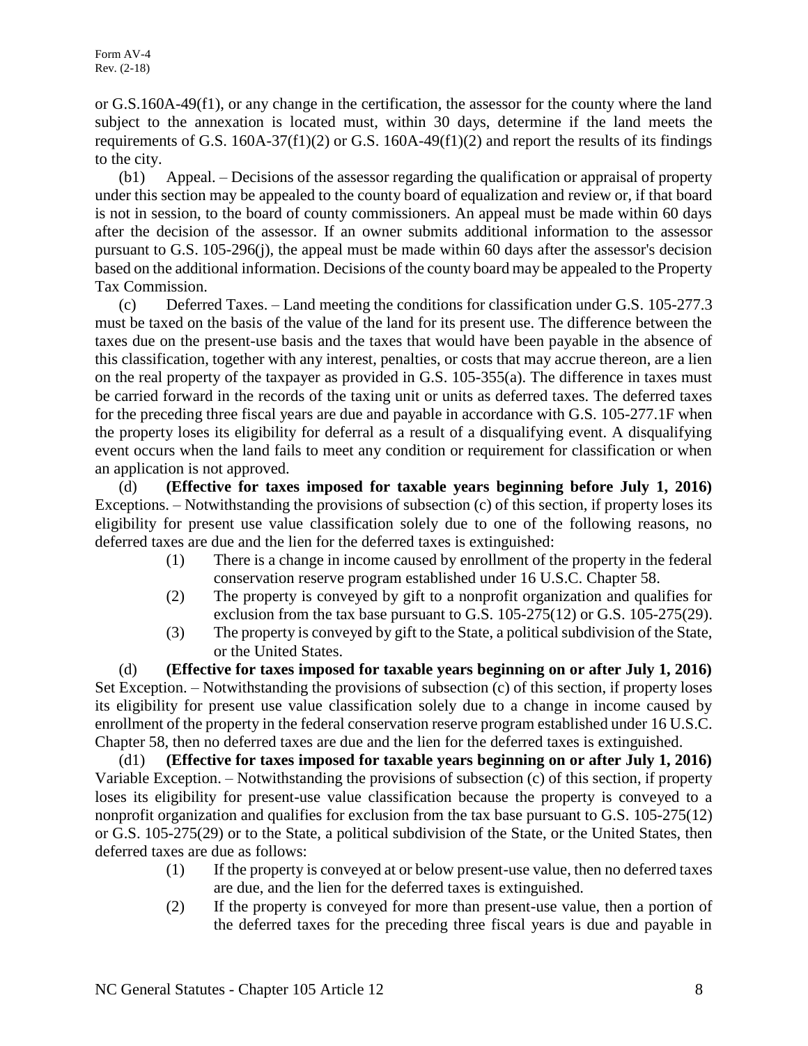or G.S.160A-49(f1), or any change in the certification, the assessor for the county where the land subject to the annexation is located must, within 30 days, determine if the land meets the requirements of G.S. 160A-37(f1)(2) or G.S. 160A-49(f1)(2) and report the results of its findings to the city.

(b1) Appeal. – Decisions of the assessor regarding the qualification or appraisal of property under this section may be appealed to the county board of equalization and review or, if that board is not in session, to the board of county commissioners. An appeal must be made within 60 days after the decision of the assessor. If an owner submits additional information to the assessor pursuant to G.S. 105-296(j), the appeal must be made within 60 days after the assessor's decision based on the additional information. Decisions of the county board may be appealed to the Property Tax Commission.

(c) Deferred Taxes. – Land meeting the conditions for classification under G.S. 105-277.3 must be taxed on the basis of the value of the land for its present use. The difference between the taxes due on the present-use basis and the taxes that would have been payable in the absence of this classification, together with any interest, penalties, or costs that may accrue thereon, are a lien on the real property of the taxpayer as provided in G.S. 105-355(a). The difference in taxes must be carried forward in the records of the taxing unit or units as deferred taxes. The deferred taxes for the preceding three fiscal years are due and payable in accordance with G.S. 105-277.1F when the property loses its eligibility for deferral as a result of a disqualifying event. A disqualifying event occurs when the land fails to meet any condition or requirement for classification or when an application is not approved.

(d) **(Effective for taxes imposed for taxable years beginning before July 1, 2016)** Exceptions. – Notwithstanding the provisions of subsection (c) of this section, if property loses its eligibility for present use value classification solely due to one of the following reasons, no deferred taxes are due and the lien for the deferred taxes is extinguished:

(1) There is a change in income caused by enrollment of the property in the federal conservation reserve program established under 16 U.S.C. Chapter 58.

(2) The property is conveyed by gift to a nonprofit organization and qualifies for exclusion from the tax base pursuant to G.S. 105-275(12) or G.S. 105-275(29).

(3) The property is conveyed by gift to the State, a political subdivision of the State, or the United States.

(d) **(Effective for taxes imposed for taxable years beginning on or after July 1, 2016)** Set Exception. – Notwithstanding the provisions of subsection (c) of this section, if property loses its eligibility for present use value classification solely due to a change in income caused by enrollment of the property in the federal conservation reserve program established under 16 U.S.C. Chapter 58, then no deferred taxes are due and the lien for the deferred taxes is extinguished.

(d1) **(Effective for taxes imposed for taxable years beginning on or after July 1, 2016)** Variable Exception. – Notwithstanding the provisions of subsection (c) of this section, if property loses its eligibility for present-use value classification because the property is conveyed to a nonprofit organization and qualifies for exclusion from the tax base pursuant to G.S. 105-275(12) or G.S. 105-275(29) or to the State, a political subdivision of the State, or the United States, then deferred taxes are due as follows:

(1) If the property is conveyed at or below present-use value, then no deferred taxes are due, and the lien for the deferred taxes is extinguished.

(2) If the property is conveyed for more than present-use value, then a portion of the deferred taxes for the preceding three fiscal years is due and payable in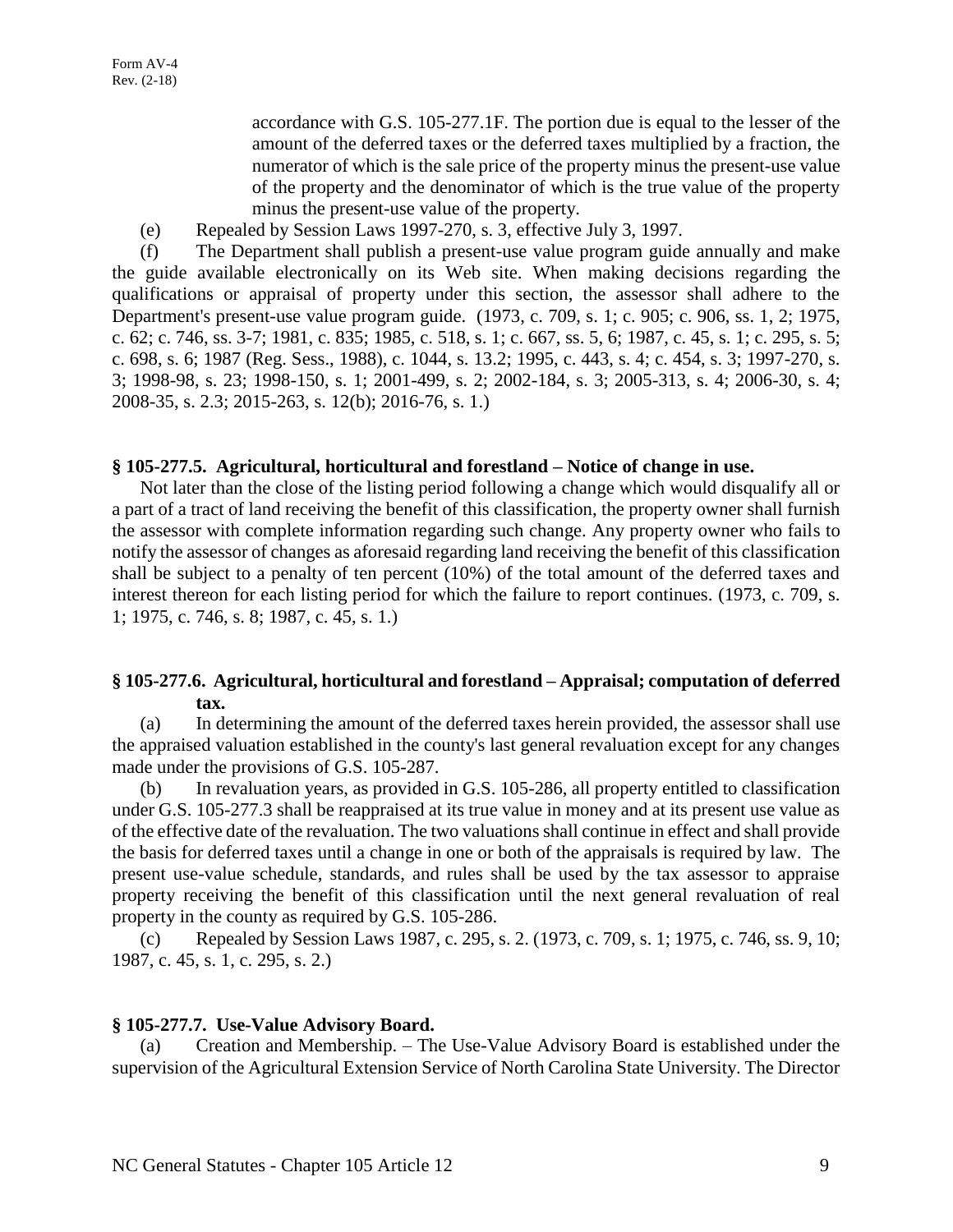accordance with G.S. 105-277.1F. The portion due is equal to the lesser of the amount of the deferred taxes or the deferred taxes multiplied by a fraction, the numerator of which is the sale price of the property minus the present-use value of the property and the denominator of which is the true value of the property minus the present-use value of the property.

(e) Repealed by Session Laws 1997-270, s. 3, effective July 3, 1997.

(f) The Department shall publish a present-use value program guide annually and make the guide available electronically on its Web site. When making decisions regarding the qualifications or appraisal of property under this section, the assessor shall adhere to the Department's present-use value program guide. (1973, c. 709, s. 1; c. 905; c. 906, ss. 1, 2; 1975, c. 62; c. 746, ss. 3-7; 1981, c. 835; 1985, c. 518, s. 1; c. 667, ss. 5, 6; 1987, c. 45, s. 1; c. 295, s. 5; c. 698, s. 6; 1987 (Reg. Sess., 1988), c. 1044, s. 13.2; 1995, c. 443, s. 4; c. 454, s. 3; 1997-270, s. 3; 1998-98, s. 23; 1998-150, s. 1; 2001-499, s. 2; 2002-184, s. 3; 2005-313, s. 4; 2006-30, s. 4; 2008-35, s. 2.3; 2015-263, s. 12(b); 2016-76, s. 1.)

**§ 105-277.5. Agricultural, horticultural and forestland – Notice of change in use.**

Not later than the close of the listing period following a change which would disqualify all or a part of a tract of land receiving the benefit of this classification, the property owner shall furnish the assessor with complete information regarding such change. Any property owner who fails to notify the assessor of changes as aforesaid regarding land receiving the benefit of this classification shall be subject to a penalty of ten percent (10%) of the total amount of the deferred taxes and interest thereon for each listing period for which the failure to report continues. (1973, c. 709, s. 1; 1975, c. 746, s. 8; 1987, c. 45, s. 1.)

**§ 105-277.6. Agricultural, horticultural and forestland – Appraisal; computation of deferred tax.**

(a) In determining the amount of the deferred taxes herein provided, the assessor shall use the appraised valuation established in the county's last general revaluation except for any changes made under the provisions of G.S. 105-287.

(b) In revaluation years, as provided in G.S. 105-286, all property entitled to classification under G.S. 105-277.3 shall be reappraised at its true value in money and at its present use value as of the effective date of the revaluation. The two valuations shall continue in effect and shall provide the basis for deferred taxes until a change in one or both of the appraisals is required by law. The present use-value schedule, standards, and rules shall be used by the tax assessor to appraise property receiving the benefit of this classification until the next general revaluation of real property in the county as required by G.S. 105-286.

(c) Repealed by Session Laws 1987, c. 295, s. 2. (1973, c. 709, s. 1; 1975, c. 746, ss. 9, 10; 1987, c. 45, s. 1, c. 295, s. 2.)

**§ 105-277.7. Use-Value Advisory Board.**

(a) Creation and Membership. – The Use-Value Advisory Board is established under the supervision of the Agricultural Extension Service of North Carolina State University. The Director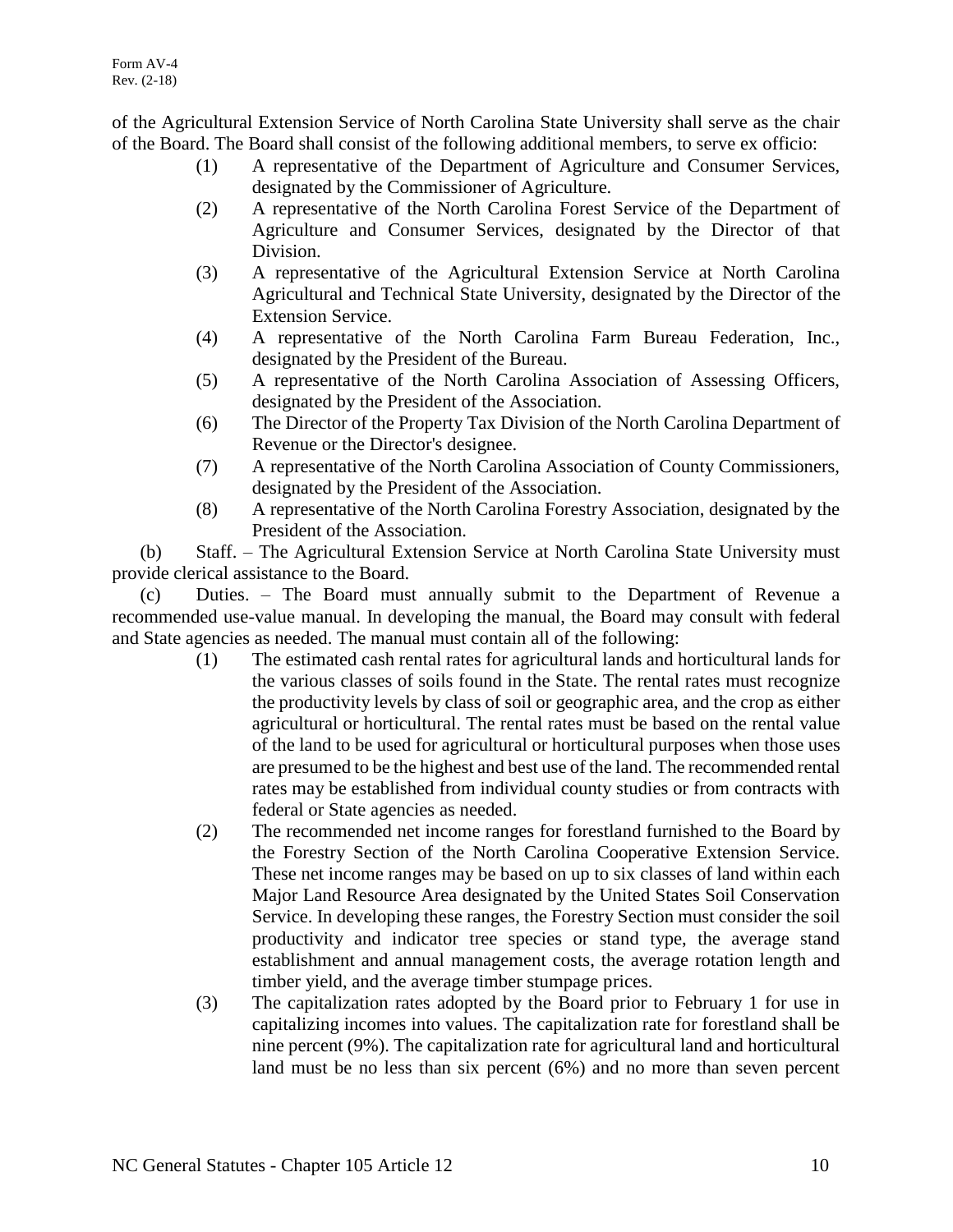of the Agricultural Extension Service of North Carolina State University shall serve as the chair of the Board. The Board shall consist of the following additional members, to serve ex officio:

(1) A representative of the Department of Agriculture and Consumer Services, designated by the Commissioner of Agriculture.

(2) A representative of the North Carolina Forest Service of the Department of Agriculture and Consumer Services, designated by the Director of that Division.

(3) A representative of the Agricultural Extension Service at North Carolina Agricultural and Technical State University, designated by the Director of the Extension Service.

(4) A representative of the North Carolina Farm Bureau Federation, Inc., designated by the President of the Bureau.

(5) A representative of the North Carolina Association of Assessing Officers, designated by the President of the Association.

(6) The Director of the Property Tax Division of the North Carolina Department of Revenue or the Director's designee.

(7) A representative of the North Carolina Association of County Commissioners, designated by the President of the Association.

(8) A representative of the North Carolina Forestry Association, designated by the President of the Association.

(b) Staff. – The Agricultural Extension Service at North Carolina State University must provide clerical assistance to the Board.

(c) Duties. – The Board must annually submit to the Department of Revenue a recommended use-value manual. In developing the manual, the Board may consult with federal and State agencies as needed. The manual must contain all of the following:

(1) The estimated cash rental rates for agricultural lands and horticultural lands for the various classes of soils found in the State. The rental rates must recognize the productivity levels by class of soil or geographic area, and the crop as either agricultural or horticultural. The rental rates must be based on the rental value of the land to be used for agricultural or horticultural purposes when those uses are presumed to be the highest and best use of the land. The recommended rental rates may be established from individual county studies or from contracts with federal or State agencies as needed.

(2) The recommended net income ranges for forestland furnished to the Board by the Forestry Section of the North Carolina Cooperative Extension Service. These net income ranges may be based on up to six classes of land within each Major Land Resource Area designated by the United States Soil Conservation Service. In developing these ranges, the Forestry Section must consider the soil productivity and indicator tree species or stand type, the average stand establishment and annual management costs, the average rotation length and timber yield, and the average timber stumpage prices.

(3) The capitalization rates adopted by the Board prior to February 1 for use in capitalizing incomes into values. The capitalization rate for forestland shall be nine percent (9%). The capitalization rate for agricultural land and horticultural land must be no less than six percent (6%) and no more than seven percent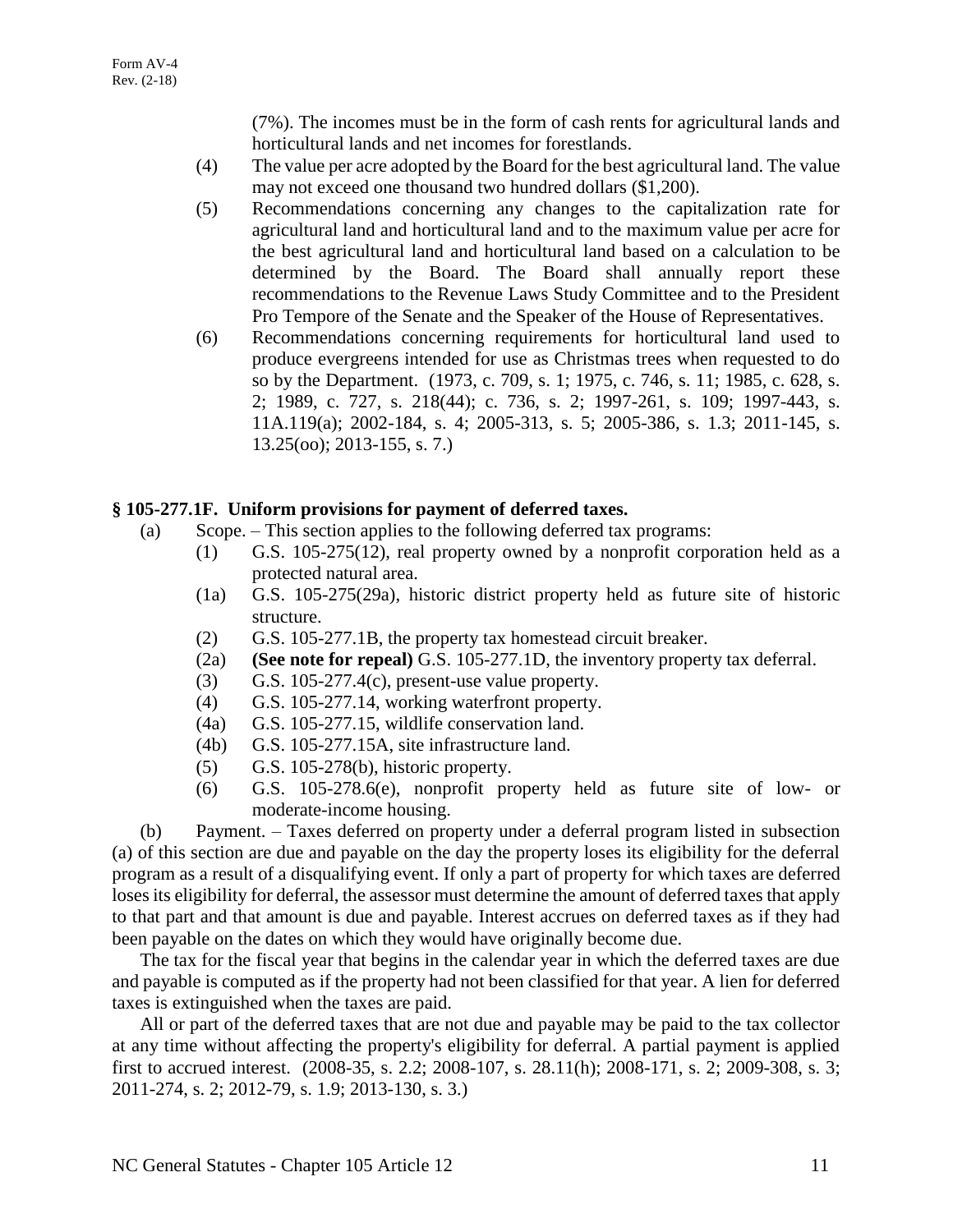(7%). The incomes must be in the form of cash rents for agricultural lands and horticultural lands and net incomes for forestlands.

(4) The value per acre adopted by the Board for the best agricultural land. The value may not exceed one thousand two hundred dollars ($1,200).

(5) Recommendations concerning any changes to the capitalization rate for agricultural land and horticultural land and to the maximum value per acre for the best agricultural land and horticultural land based on a calculation to be determined by the Board. The Board shall annually report these recommendations to the Revenue Laws Study Committee and to the President Pro Tempore of the Senate and the Speaker of the House of Representatives.

(6) Recommendations concerning requirements for horticultural land used to produce evergreens intended for use as Christmas trees when requested to do so by the Department. (1973, c. 709, s. 1; 1975, c. 746, s. 11; 1985, c. 628, s. 2; 1989, c. 727, s. 218(44); c. 736, s. 2; 1997-261, s. 109; 1997-443, s. 11A.119(a); 2002-184, s. 4; 2005-313, s. 5; 2005-386, s. 1.3; 2011-145, s. 13.25(oo); 2013-155, s. 7.)

**§ 105-277.1F. Uniform provisions for payment of deferred taxes.**

(a) Scope. – This section applies to the following deferred tax programs:

(1) G.S. 105-275(12), real property owned by a nonprofit corporation held as a protected natural area.

(1a) G.S. 105-275(29a), historic district property held as future site of historic structure.

(2) G.S. 105-277.1B, the property tax homestead circuit breaker.

(2a) **(See note for repeal)** G.S. 105-277.1D, the inventory property tax deferral.

(3) G.S. 105-277.4(c), present-use value property.

(4) G.S. 105-277.14, working waterfront property.

(4a) G.S. 105-277.15, wildlife conservation land.

(4b) G.S. 105-277.15A, site infrastructure land.

(5) G.S. 105-278(b), historic property.

(6) G.S. 105-278.6(e), nonprofit property held as future site of low- or moderate-income housing.

(b) Payment. – Taxes deferred on property under a deferral program listed in subsection (a) of this section are due and payable on the day the property loses its eligibility for the deferral program as a result of a disqualifying event. If only a part of property for which taxes are deferred loses its eligibility for deferral, the assessor must determine the amount of deferred taxes that apply to that part and that amount is due and payable. Interest accrues on deferred taxes as if they had been payable on the dates on which they would have originally become due.

The tax for the fiscal year that begins in the calendar year in which the deferred taxes are due and payable is computed as if the property had not been classified for that year. A lien for deferred taxes is extinguished when the taxes are paid.

All or part of the deferred taxes that are not due and payable may be paid to the tax collector at any time without affecting the property's eligibility for deferral. A partial payment is applied first to accrued interest. (2008-35, s. 2.2; 2008-107, s. 28.11(h); 2008-171, s. 2; 2009-308, s. 3; 2011-274, s. 2; 2012-79, s. 1.9; 2013-130, s. 3.)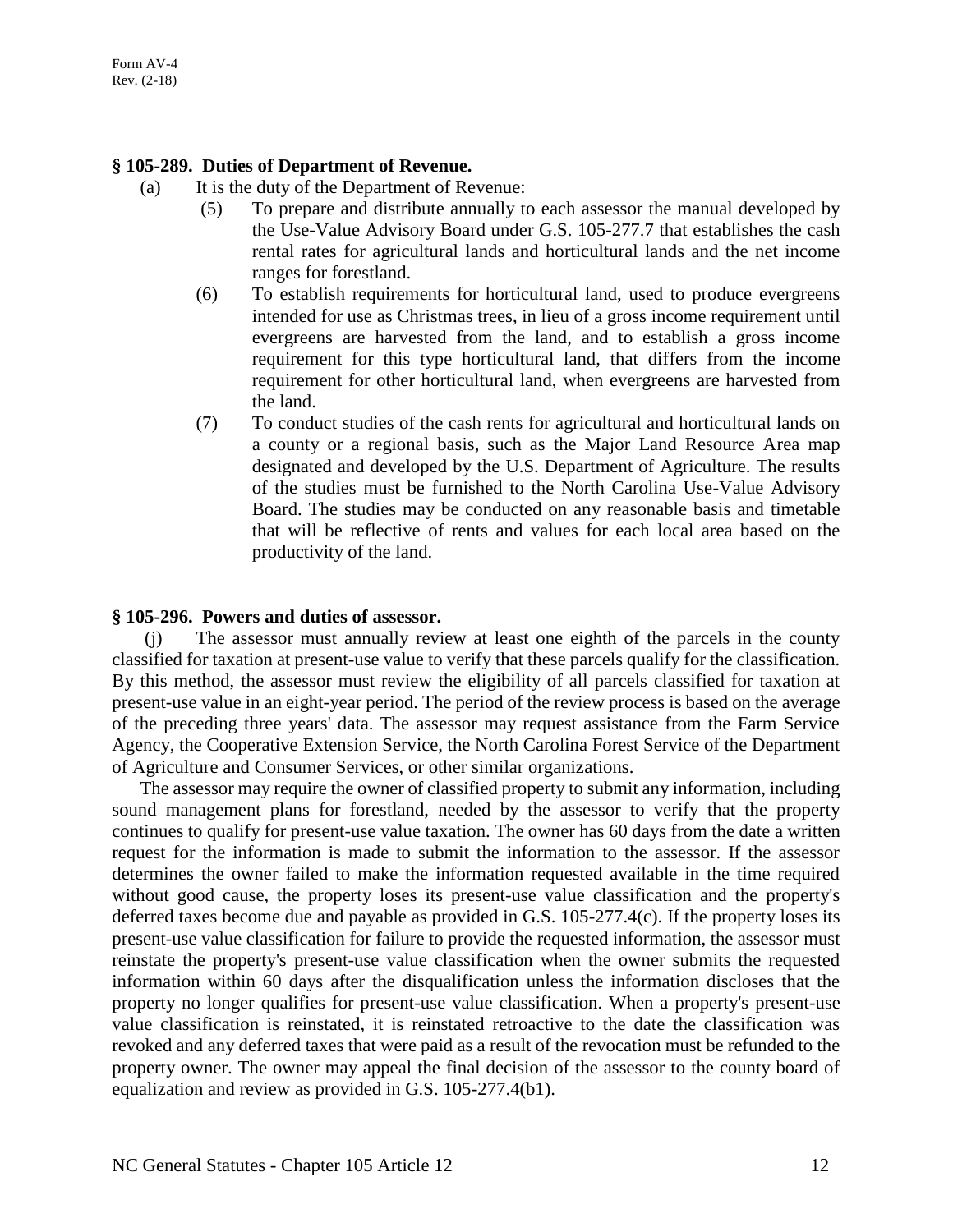**§ 105-289. Duties of Department of Revenue.**

(a) It is the duty of the Department of Revenue:

(5) To prepare and distribute annually to each assessor the manual developed by the Use-Value Advisory Board under G.S. 105-277.7 that establishes the cash rental rates for agricultural lands and horticultural lands and the net income ranges for forestland.

(6) To establish requirements for horticultural land, used to produce evergreens intended for use as Christmas trees, in lieu of a gross income requirement until evergreens are harvested from the land, and to establish a gross income requirement for this type horticultural land, that differs from the income requirement for other horticultural land, when evergreens are harvested from the land.

(7) To conduct studies of the cash rents for agricultural and horticultural lands on a county or a regional basis, such as the Major Land Resource Area map designated and developed by the U.S. Department of Agriculture. The results of the studies must be furnished to the North Carolina Use-Value Advisory Board. The studies may be conducted on any reasonable basis and timetable that will be reflective of rents and values for each local area based on the productivity of the land.

**§ 105-296. Powers and duties of assessor.**

(j) The assessor must annually review at least one eighth of the parcels in the county classified for taxation at present-use value to verify that these parcels qualify for the classification. By this method, the assessor must review the eligibility of all parcels classified for taxation at present-use value in an eight-year period. The period of the review process is based on the average of the preceding three years' data. The assessor may request assistance from the Farm Service Agency, the Cooperative Extension Service, the North Carolina Forest Service of the Department of Agriculture and Consumer Services, or other similar organizations.

The assessor may require the owner of classified property to submit any information, including sound management plans for forestland, needed by the assessor to verify that the property continues to qualify for present-use value taxation. The owner has 60 days from the date a written request for the information is made to submit the information to the assessor. If the assessor determines the owner failed to make the information requested available in the time required without good cause, the property loses its present-use value classification and the property's deferred taxes become due and payable as provided in G.S. 105-277.4(c). If the property loses its present-use value classification for failure to provide the requested information, the assessor must reinstate the property's present-use value classification when the owner submits the requested information within 60 days after the disqualification unless the information discloses that the property no longer qualifies for present-use value classification. When a property's present-use value classification is reinstated, it is reinstated retroactive to the date the classification was revoked and any deferred taxes that were paid as a result of the revocation must be refunded to the property owner. The owner may appeal the final decision of the assessor to the county board of equalization and review as provided in G.S. 105-277.4(b1).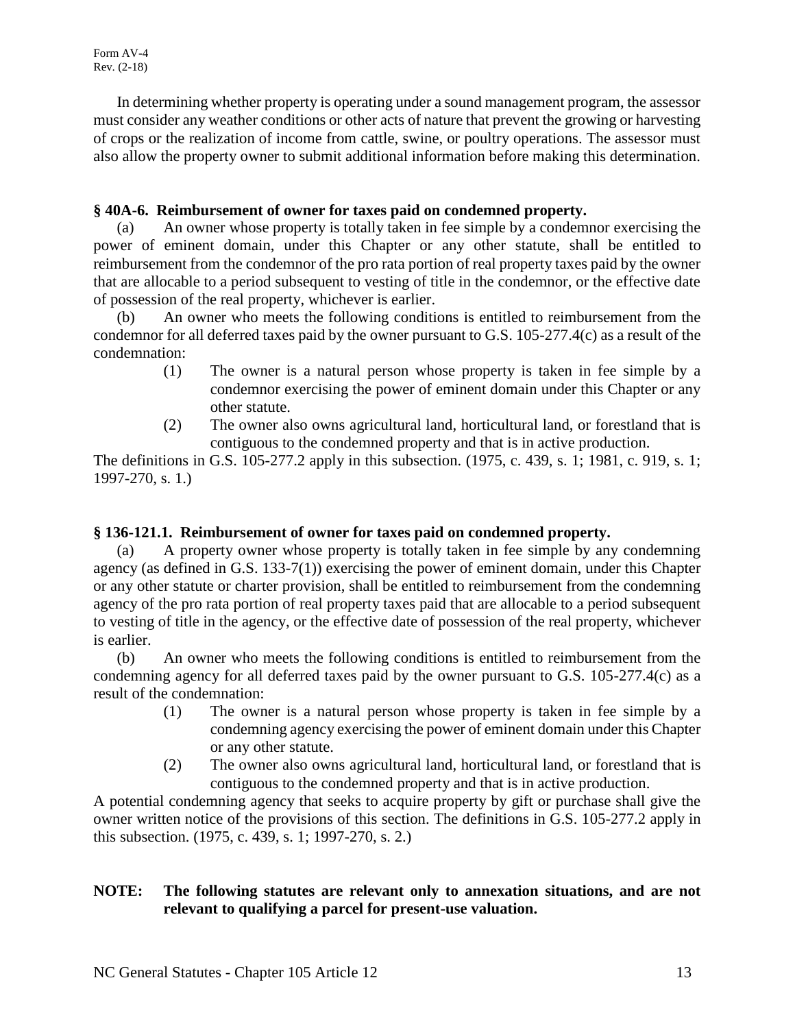In determining whether property is operating under a sound management program, the assessor must consider any weather conditions or other acts of nature that prevent the growing or harvesting of crops or the realization of income from cattle, swine, or poultry operations. The assessor must also allow the property owner to submit additional information before making this determination.

### § 40A-6. Reimbursement of owner for taxes paid on condemned property.

(a) An owner whose property is totally taken in fee simple by a condemnor exercising the power of eminent domain, under this Chapter or any other statute, shall be entitled to reimbursement from the condemnor of the pro rata portion of real property taxes paid by the owner that are allocable to a period subsequent to vesting of title in the condemnor, or the effective date of possession of the real property, whichever is earlier.

(b) An owner who meets the following conditions is entitled to reimbursement from the condemnor for all deferred taxes paid by the owner pursuant to G.S. 105-277.4(c) as a result of the condemnation:

(1) The owner is a natural person whose property is taken in fee simple by a condemnor exercising the power of eminent domain under this Chapter or any other statute.

(2) The owner also owns agricultural land, horticultural land, or forestland that is contiguous to the condemned property and that is in active production.

The definitions in G.S. 105-277.2 apply in this subsection. (1975, c. 439, s. 1; 1981, c. 919, s. 1; 1997-270, s. 1.)

### § 136-121.1. Reimbursement of owner for taxes paid on condemned property.

(a) A property owner whose property is totally taken in fee simple by any condemning agency (as defined in G.S. 133-7(1)) exercising the power of eminent domain, under this Chapter or any other statute or charter provision, shall be entitled to reimbursement from the condemning agency of the pro rata portion of real property taxes paid that are allocable to a period subsequent to vesting of title in the agency, or the effective date of possession of the real property, whichever is earlier.

(b) An owner who meets the following conditions is entitled to reimbursement from the condemning agency for all deferred taxes paid by the owner pursuant to G.S. 105-277.4(c) as a result of the condemnation:

(1) The owner is a natural person whose property is taken in fee simple by a condemning agency exercising the power of eminent domain under this Chapter or any other statute.

(2) The owner also owns agricultural land, horticultural land, or forestland that is contiguous to the condemned property and that is in active production.

A potential condemning agency that seeks to acquire property by gift or purchase shall give the owner written notice of the provisions of this section. The definitions in G.S. 105-277.2 apply in this subsection. (1975, c. 439, s. 1; 1997-270, s. 2.)

**NOTE: The following statutes are relevant only to annexation situations, and are not relevant to qualifying a parcel for present-use valuation.**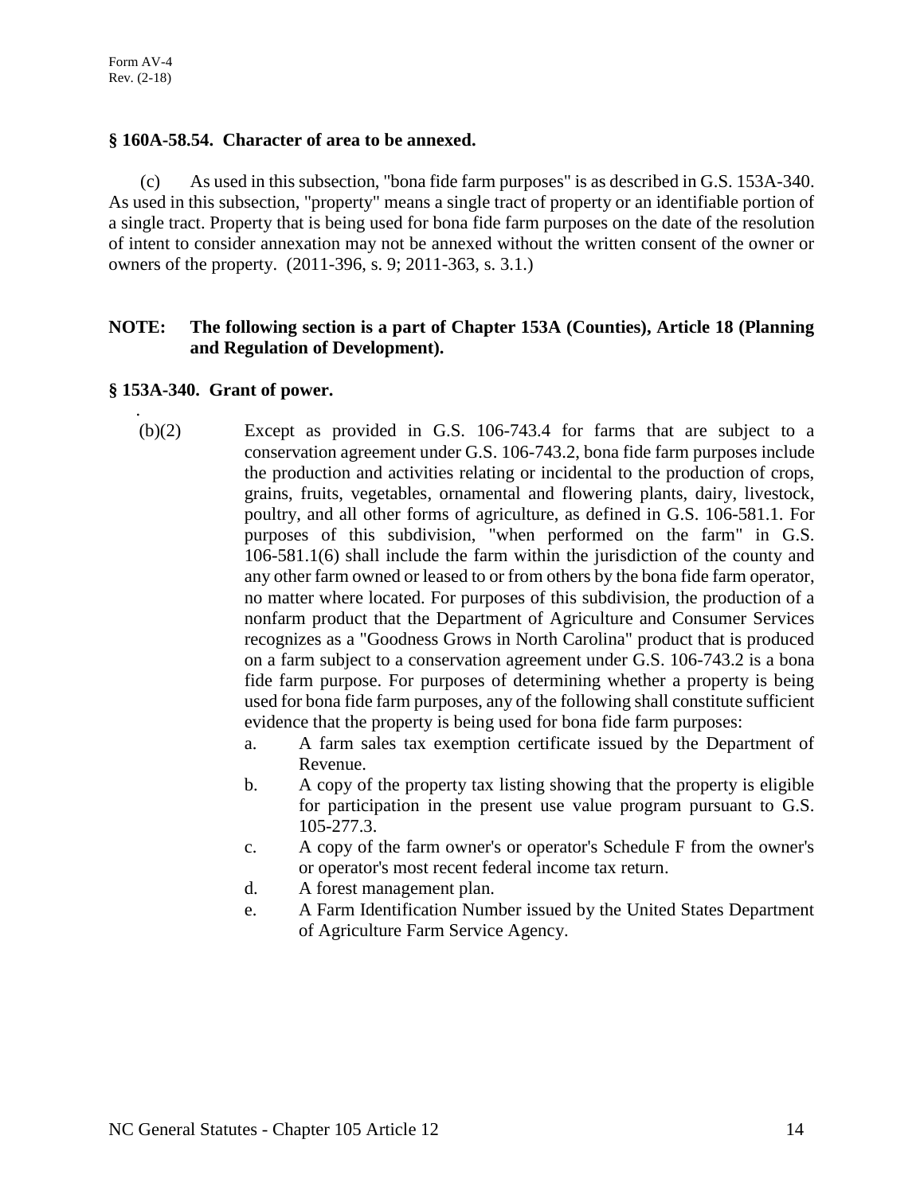**§ 160A-58.54. Character of area to be annexed.**

(c) As used in this subsection, "bona fide farm purposes" is as described in G.S. 153A-340. As used in this subsection, "property" means a single tract of property or an identifiable portion of a single tract. Property that is being used for bona fide farm purposes on the date of the resolution of intent to consider annexation may not be annexed without the written consent of the owner or owners of the property. (2011-396, s. 9; 2011-363, s. 3.1.)

**NOTE: The following section is a part of Chapter 153A (Counties), Article 18 (Planning and Regulation of Development).**

**§ 153A-340. Grant of power.**

.

(b)(2) Except as provided in G.S. 106-743.4 for farms that are subject to a conservation agreement under G.S. 106-743.2, bona fide farm purposes include the production and activities relating or incidental to the production of crops, grains, fruits, vegetables, ornamental and flowering plants, dairy, livestock, poultry, and all other forms of agriculture, as defined in G.S. 106-581.1. For purposes of this subdivision, "when performed on the farm" in G.S. 106-581.1(6) shall include the farm within the jurisdiction of the county and any other farm owned or leased to or from others by the bona fide farm operator, no matter where located. For purposes of this subdivision, the production of a nonfarm product that the Department of Agriculture and Consumer Services recognizes as a "Goodness Grows in North Carolina" product that is produced on a farm subject to a conservation agreement under G.S. 106-743.2 is a bona fide farm purpose. For purposes of determining whether a property is being used for bona fide farm purposes, any of the following shall constitute sufficient evidence that the property is being used for bona fide farm purposes:

a. A farm sales tax exemption certificate issued by the Department of Revenue.

b. A copy of the property tax listing showing that the property is eligible for participation in the present use value program pursuant to G.S. 105-277.3.

c. A copy of the farm owner's or operator's Schedule F from the owner's or operator's most recent federal income tax return.

d. A forest management plan.

e. A Farm Identification Number issued by the United States Department of Agriculture Farm Service Agency.